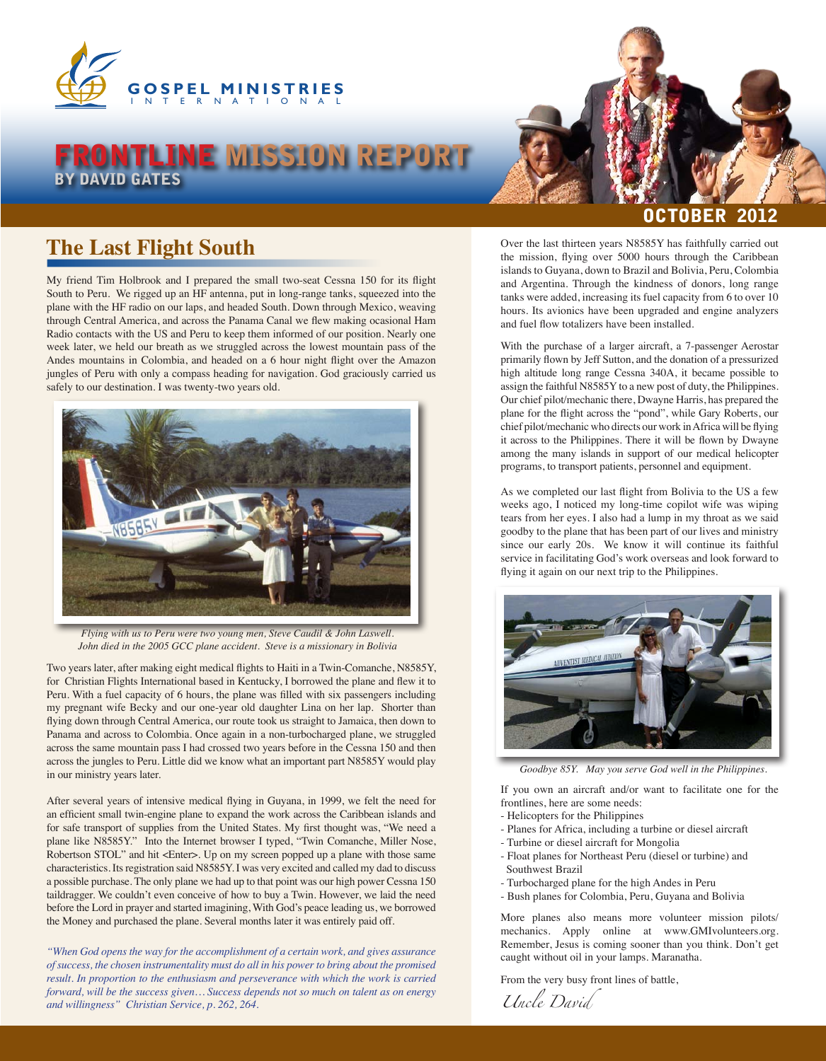# FRONTLINE MISSION REPORT

**BY DAVID GATES**

**OCTOBER 2012**

## The Last Flight South

My friend Tim Holbrook and I prepared the small two-seat Cessna 150 for its flight South to Peru. We rigged up an HF antenna, put in long-range tanks, squeezed into the plane with the HF radio on our laps, and headed South. Down through Mexico, weaving through Central America, and across the Panama Canal we flew making ocasional Ham Radio contacts with the US and Peru to keep them informed of our position. Nearly one week later, we held our breath as we struggled across the lowest mountain pass of the Andes mountains in Colombia, and headed on a 6 hour night flight over the Amazon jungles of Peru with only a compass heading for navigation. God graciously carried us safely to our destination. I was twenty-two years old.

*Flying with us to Peru were two young men, Steve Caudil & John Laswell. John died in the 2005 GCC plane accident. Steve is a missionary in Bolivia*

Two years later, after making eight medical flights to Haiti in a Twin-Comanche, N8585Y, for Christian Flights International based in Kentucky, I borrowed the plane and flew it to Peru. With a fuel capacity of 6 hours, the plane was filled with six passengers including my pregnant wife Becky and our one-year old daughter Lina on her lap. Shorter than flying down through Central America, our route took us straight to Jamaica, then down to Panama and across to Colombia. Once again in a non-turbocharged plane, we struggled across the same mountain pass I had crossed two years before in the Cessna 150 and then across the jungles to Peru. Little did we know what an important part N8585Y would play in our ministry years later.

After several years of intensive medical flying in Guyana, in 1999, we felt the need for an efficient small twin-engine plane to expand the work across the Caribbean islands and for safe transport of supplies from the United States. My first thought was, "We need a plane like N8585Y." Into the Internet browser I typed, "Twin Comanche, Miller Nose, Robertson STOL" and hit <Enter>. Up on my screen popped up a plane with those same characteristics. Its registration said N8585Y. I was very excited and called my dad to discuss a possible purchase. The only plane we had up to that point was our high power Cessna 150 taildragger. We couldn't even conceive of how to buy a Twin. However, we laid the need before the Lord in prayer and started imagining, With God's peace leading us, we borrowed the Money and purchased the plane. Several months later it was entirely paid off.

*"When God opens the way for the accomplishment of a certain work, and gives assurance of success, the chosen instrumentality must do all in his power to bring about the promised result. In proportion to the enthusiasm and perseverance with which the work is carried forward, will be the success given… Success depends not so much on talent as on energy and willingness" Christian Service, p. 262, 264.*

Over the last thirteen years N8585Y has faithfully carried out the mission, flying over 5000 hours through the Caribbean islands to Guyana, down to Brazil and Bolivia, Peru, Colombia and Argentina. Through the kindness of donors, long range tanks were added, increasing its fuel capacity from 6 to over 10 hours. Its avionics have been upgraded and engine analyzers and fuel flow totalizers have been installed.

With the purchase of a larger aircraft, a 7-passenger Aerostar primarily flown by Jeff Sutton, and the donation of a pressurized high altitude long range Cessna 340A, it became possible to assign the faithful N8585Y to a new post of duty, the Philippines. Our chief pilot/mechanic there, Dwayne Harris, has prepared the plane for the flight across the "pond", while Gary Roberts, our chief pilot/mechanic who directs our work in Africa will be flying it across to the Philippines. There it will be flown by Dwayne among the many islands in support of our medical helicopter programs, to transport patients, personnel and equipment.

As we completed our last flight from Bolivia to the US a few weeks ago, I noticed my long-time copilot wife was wiping tears from her eyes. I also had a lump in my throat as we said goodby to the plane that has been part of our lives and ministry since our early 20s. We know it will continue its faithful service in facilitating God's work overseas and look forward to flying it again on our next trip to the Philippines.

*Goodbye 85Y. May you serve God well in the Philippines.*

If you own an aircraft and/or want to facilitate one for the frontlines, here are some needs:

- Helicopters for the Philippines
- Planes for Africa, including a turbine or diesel aircraft
- Turbine or diesel aircraft for Mongolia
- Float planes for Northeast Peru (diesel or turbine) and Southwest Brazil
- Turbocharged plane for the high Andes in Peru
- Bush planes for Colombia, Peru, Guyana and Bolivia

More planes also means more volunteer mission pilots/ mechanics. Apply online at www.GMIvolunteers.org. Remember, Jesus is coming sooner than you think. Don't get caught without oil in your lamps. Maranatha.

From the very busy front lines of battle,

*Uncle David*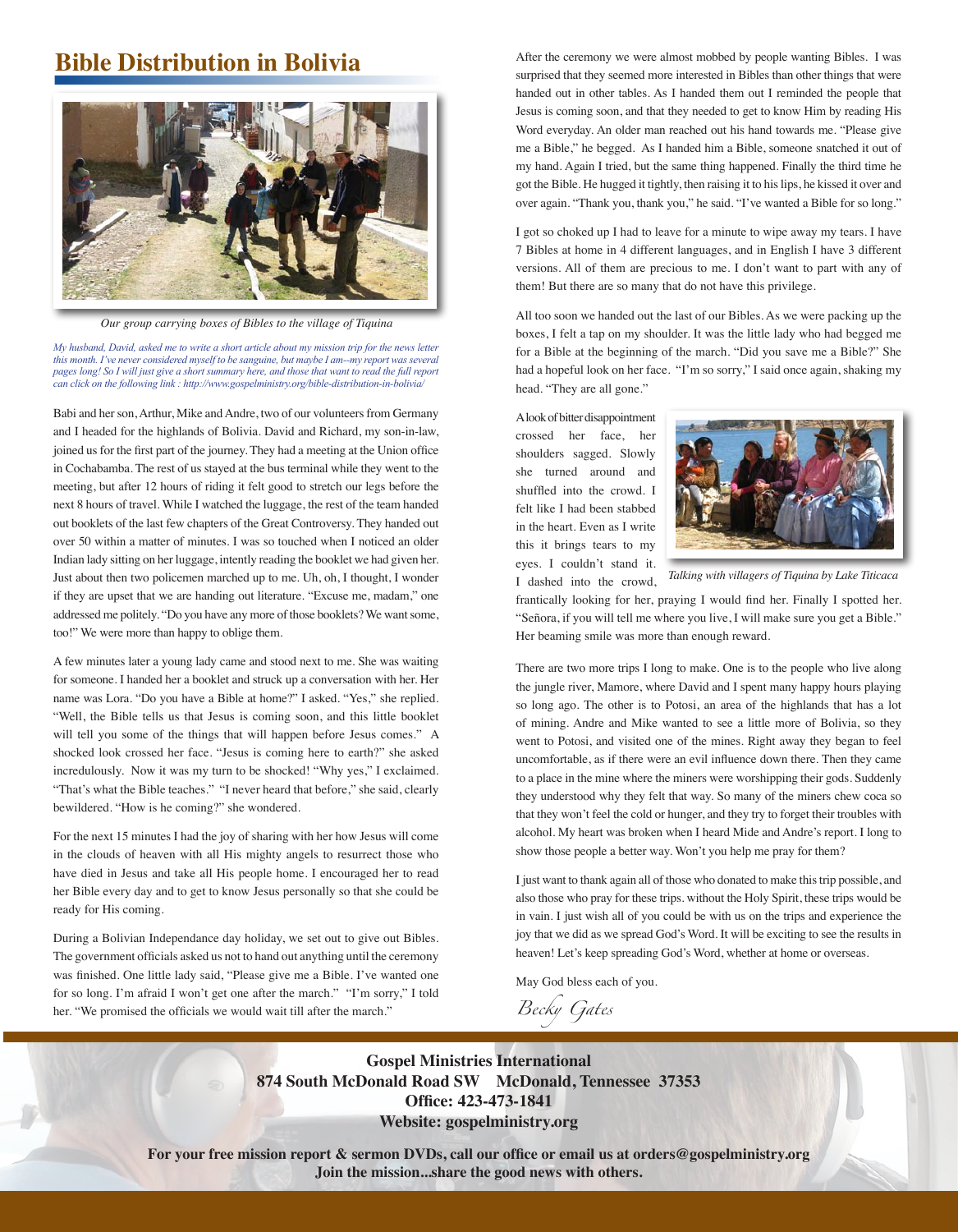# Bible Distribution in Bolivia

*Our group carrying boxes of Bibles to the village of Tiquina*

*My husband, David, asked me to write a short article about my mission trip for the news letter this month. I've never considered myself to be sanguine, but maybe I am--my report was several pages long! So I will just give a short summary here, and those that want to read the full report can click on the following link : http://www.gospelministry.org/bible-distribution-in-bolivia/*

Babi and her son, Arthur, Mike and Andre, two of our volunteers from Germany and I headed for the highlands of Bolivia. David and Richard, my son-in-law, joined us for the first part of the journey. They had a meeting at the Union office in Cochabamba. The rest of us stayed at the bus terminal while they went to the meeting, but after 12 hours of riding it felt good to stretch our legs before the next 8 hours of travel. While I watched the luggage, the rest of the team handed out booklets of the last few chapters of the Great Controversy. They handed out over 50 within a matter of minutes. I was so touched when I noticed an older Indian lady sitting on her luggage, intently reading the booklet we had given her. Just about then two policemen marched up to me. Uh, oh, I thought, I wonder if they are upset that we are handing out literature. "Excuse me, madam," one addressed me politely. "Do you have any more of those booklets? We want some, too!" We were more than happy to oblige them.

A few minutes later a young lady came and stood next to me. She was waiting for someone. I handed her a booklet and struck up a conversation with her. Her name was Lora. "Do you have a Bible at home?" I asked. "Yes," she replied. "Well, the Bible tells us that Jesus is coming soon, and this little booklet will tell you some of the things that will happen before Jesus comes." A shocked look crossed her face. "Jesus is coming here to earth?" she asked incredulously. Now it was my turn to be shocked! "Why yes," I exclaimed. "That's what the Bible teaches." "I never heard that before," she said, clearly bewildered. "How is he coming?" she wondered.

For the next 15 minutes I had the joy of sharing with her how Jesus will come in the clouds of heaven with all His mighty angels to resurrect those who have died in Jesus and take all His people home. I encouraged her to read her Bible every day and to get to know Jesus personally so that she could be ready for His coming.

During a Bolivian Independance day holiday, we set out to give out Bibles. The government officials asked us not to hand out anything until the ceremony was finished. One little lady said, "Please give me a Bible. I've wanted one for so long. I'm afraid I won't get one after the march." "I'm sorry," I told her. "We promised the officials we would wait till after the march."

After the ceremony we were almost mobbed by people wanting Bibles. I was surprised that they seemed more interested in Bibles than other things that were handed out in other tables. As I handed them out I reminded the people that Jesus is coming soon, and that they needed to get to know Him by reading His Word everyday. An older man reached out his hand towards me. "Please give me a Bible," he begged. As I handed him a Bible, someone snatched it out of my hand. Again I tried, but the same thing happened. Finally the third time he got the Bible. He hugged it tightly, then raising it to his lips, he kissed it over and over again. "Thank you, thank you," he said. "I've wanted a Bible for so long."

I got so choked up I had to leave for a minute to wipe away my tears. I have 7 Bibles at home in 4 different languages, and in English I have 3 different versions. All of them are precious to me. I don't want to part with any of them! But there are so many that do not have this privilege.

All too soon we handed out the last of our Bibles. As we were packing up the boxes, I felt a tap on my shoulder. It was the little lady who had begged me for a Bible at the beginning of the march. "Did you save me a Bible?" She had a hopeful look on her face. "I'm so sorry," I said once again, shaking my head. "They are all gone."

A look of bitter disappointment crossed her face, her shoulders sagged. Slowly she turned around and shuffled into the crowd. I felt like I had been stabbed in the heart. Even as I write this it brings tears to my eyes. I couldn't stand it. I dashed into the crowd, frantically looking for her, praying I would find her. Finally I spotted her. "Señora, if you will tell me where you live, I will make sure you get a Bible." Her beaming smile was more than enough reward.

*Talking with villagers of Tiquina by Lake Titicaca*

There are two more trips I long to make. One is to the people who live along the jungle river, Mamore, where David and I spent many happy hours playing so long ago. The other is to Potosi, an area of the highlands that has a lot of mining. Andre and Mike wanted to see a little more of Bolivia, so they went to Potosi, and visited one of the mines. Right away they began to feel uncomfortable, as if there were an evil influence down there. Then they came to a place in the mine where the miners were worshipping their gods. Suddenly they understood why they felt that way. So many of the miners chew coca so that they won't feel the cold or hunger, and they try to forget their troubles with alcohol. My heart was broken when I heard Mide and Andre's report. I long to show those people a better way. Won't you help me pray for them?

I just want to thank again all of those who donated to make this trip possible, and also those who pray for these trips. without the Holy Spirit, these trips would be in vain. I just wish all of you could be with us on the trips and experience the joy that we did as we spread God's Word. It will be exciting to see the results in heaven! Let's keep spreading God's Word, whether at home or overseas.

May God bless each of you.

*Becky Gates*

**Gospel Ministries International**
**874 South McDonald Road SW McDonald, Tennessee 37353**
**Office: 423-473-1841**
**Website: gospelministry.org**

**For your free mission report & sermon DVDs, call our office or email us at orders@gospelministry.org**
**Join the mission...share the good news with others.**